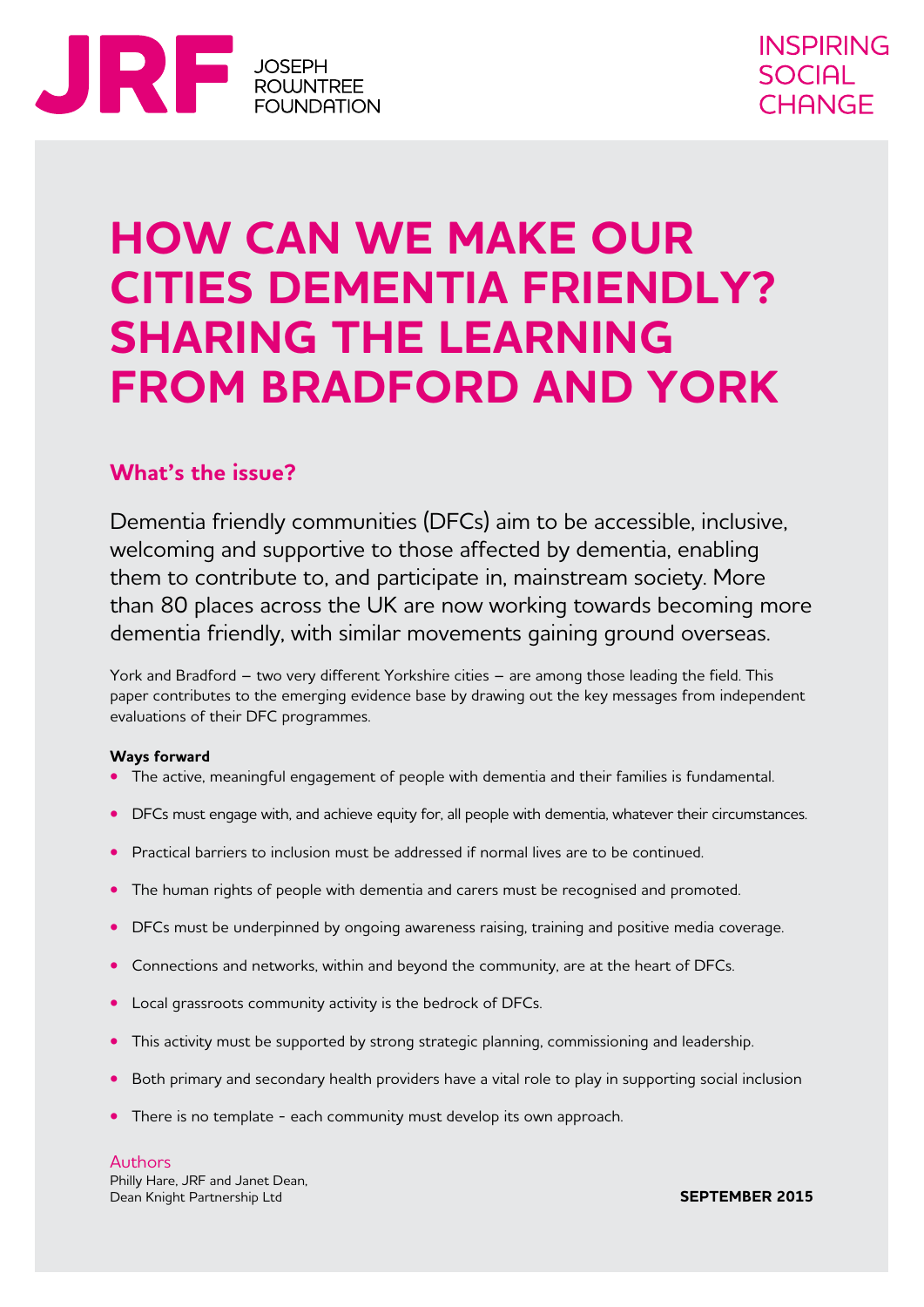JRF JOSEPH ROWNTREE FOUNDATION

INSPIRING SOCIAL CHANGE

# HOW CAN WE MAKE OUR CITIES DEMENTIA FRIENDLY? SHARING THE LEARNING FROM BRADFORD AND YORK

## What's the issue?

Dementia friendly communities (DFCs) aim to be accessible, inclusive, welcoming and supportive to those affected by dementia, enabling them to contribute to, and participate in, mainstream society. More than 80 places across the UK are now working towards becoming more dementia friendly, with similar movements gaining ground overseas.

York and Bradford – two very different Yorkshire cities – are among those leading the field. This paper contributes to the emerging evidence base by drawing out the key messages from independent evaluations of their DFC programmes.

**Ways forward**

- The active, meaningful engagement of people with dementia and their families is fundamental.
- DFCs must engage with, and achieve equity for, all people with dementia, whatever their circumstances.
- Practical barriers to inclusion must be addressed if normal lives are to be continued.
- The human rights of people with dementia and carers must be recognised and promoted.
- DFCs must be underpinned by ongoing awareness raising, training and positive media coverage.
- Connections and networks, within and beyond the community, are at the heart of DFCs.
- Local grassroots community activity is the bedrock of DFCs.
- This activity must be supported by strong strategic planning, commissioning and leadership.
- Both primary and secondary health providers have a vital role to play in supporting social inclusion
- There is no template - each community must develop its own approach.

Authors
Philly Hare, JRF and Janet Dean,
Dean Knight Partnership Ltd

**SEPTEMBER 2015**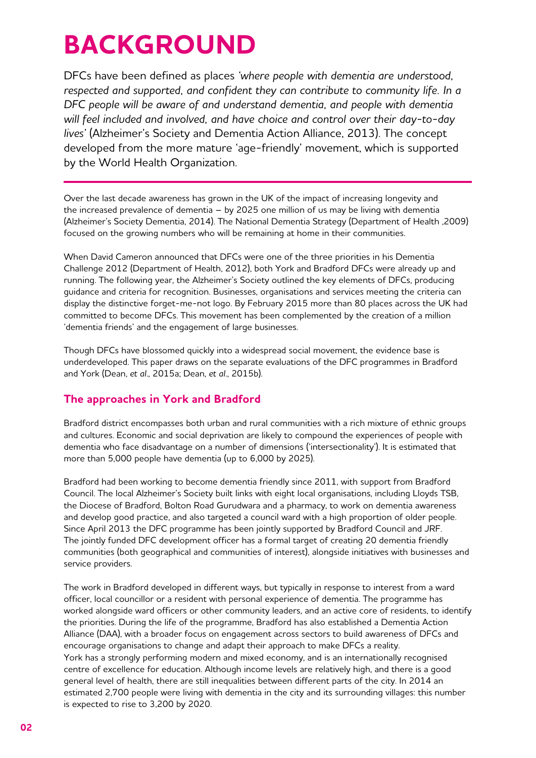# BACKGROUND

DFCs have been defined as places *'where people with dementia are understood, respected and supported, and confident they can contribute to community life. In a DFC people will be aware of and understand dementia, and people with dementia will feel included and involved, and have choice and control over their day-to-day lives'* (Alzheimer's Society and Dementia Action Alliance, 2013). The concept developed from the more mature 'age-friendly' movement, which is supported by the World Health Organization.

Over the last decade awareness has grown in the UK of the impact of increasing longevity and the increased prevalence of dementia – by 2025 one million of us may be living with dementia (Alzheimer's Society Dementia, 2014). The National Dementia Strategy (Department of Health ,2009) focused on the growing numbers who will be remaining at home in their communities.

When David Cameron announced that DFCs were one of the three priorities in his Dementia Challenge 2012 (Department of Health, 2012), both York and Bradford DFCs were already up and running. The following year, the Alzheimer's Society outlined the key elements of DFCs, producing guidance and criteria for recognition. Businesses, organisations and services meeting the criteria can display the distinctive forget-me-not logo. By February 2015 more than 80 places across the UK had committed to become DFCs. This movement has been complemented by the creation of a million 'dementia friends' and the engagement of large businesses.

Though DFCs have blossomed quickly into a widespread social movement, the evidence base is underdeveloped. This paper draws on the separate evaluations of the DFC programmes in Bradford and York (Dean, *et al*., 2015a; Dean, *et al*., 2015b).

## The approaches in York and Bradford

Bradford district encompasses both urban and rural communities with a rich mixture of ethnic groups and cultures. Economic and social deprivation are likely to compound the experiences of people with dementia who face disadvantage on a number of dimensions ('intersectionality'). It is estimated that more than 5,000 people have dementia (up to 6,000 by 2025).

Bradford had been working to become dementia friendly since 2011, with support from Bradford Council. The local Alzheimer's Society built links with eight local organisations, including Lloyds TSB, the Diocese of Bradford, Bolton Road Gurudwara and a pharmacy, to work on dementia awareness and develop good practice, and also targeted a council ward with a high proportion of older people. Since April 2013 the DFC programme has been jointly supported by Bradford Council and JRF. The jointly funded DFC development officer has a formal target of creating 20 dementia friendly communities (both geographical and communities of interest), alongside initiatives with businesses and service providers.

The work in Bradford developed in different ways, but typically in response to interest from a ward officer, local councillor or a resident with personal experience of dementia. The programme has worked alongside ward officers or other community leaders, and an active core of residents, to identify the priorities. During the life of the programme, Bradford has also established a Dementia Action Alliance (DAA), with a broader focus on engagement across sectors to build awareness of DFCs and encourage organisations to change and adapt their approach to make DFCs a reality.

York has a strongly performing modern and mixed economy, and is an internationally recognised centre of excellence for education. Although income levels are relatively high, and there is a good general level of health, there are still inequalities between different parts of the city. In 2014 an estimated 2,700 people were living with dementia in the city and its surrounding villages: this number is expected to rise to 3,200 by 2020.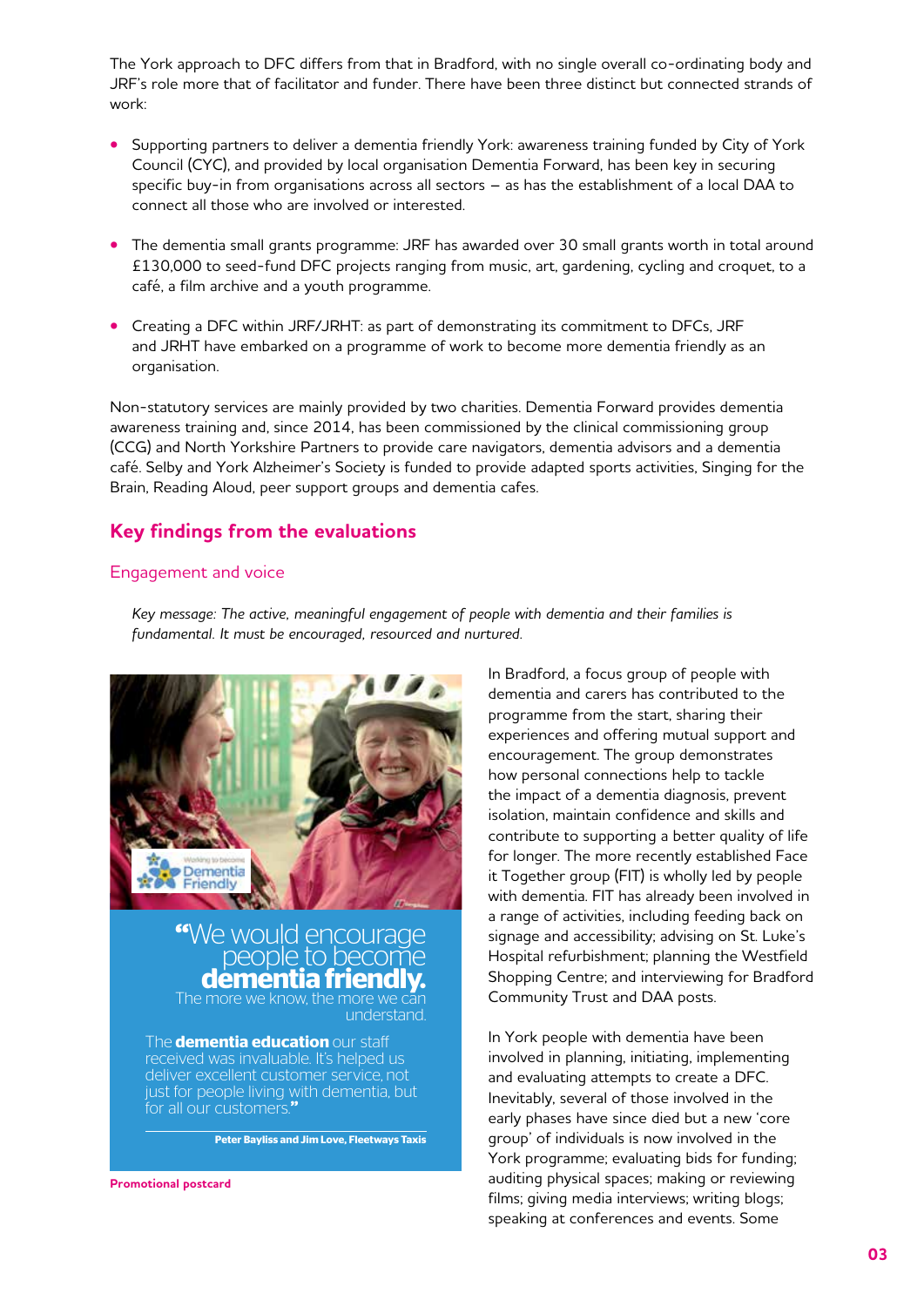The York approach to DFC differs from that in Bradford, with no single overall co-ordinating body and JRF's role more that of facilitator and funder. There have been three distinct but connected strands of work:

- Supporting partners to deliver a dementia friendly York: awareness training funded by City of York Council (CYC), and provided by local organisation Dementia Forward, has been key in securing specific buy-in from organisations across all sectors – as has the establishment of a local DAA to connect all those who are involved or interested.
- The dementia small grants programme: JRF has awarded over 30 small grants worth in total around £130,000 to seed-fund DFC projects ranging from music, art, gardening, cycling and croquet, to a café, a film archive and a youth programme.
- Creating a DFC within JRF/JRHT: as part of demonstrating its commitment to DFCs, JRF and JRHT have embarked on a programme of work to become more dementia friendly as an organisation.

Non-statutory services are mainly provided by two charities. Dementia Forward provides dementia awareness training and, since 2014, has been commissioned by the clinical commissioning group (CCG) and North Yorkshire Partners to provide care navigators, dementia advisors and a dementia café. Selby and York Alzheimer's Society is funded to provide adapted sports activities, Singing for the Brain, Reading Aloud, peer support groups and dementia cafes.

## Key findings from the evaluations

### Engagement and voice

*Key message: The active, meaningful engagement of people with dementia and their families is fundamental. It must be encouraged, resourced and nurtured.*

"We would encourage people to become **dementia friendly.** The more we know, the more we can understand.

The **dementia education** our staff received was invaluable. It's helped us deliver excellent customer service, not just for people living with dementia, but for all our customers."

**Peter Bayliss and Jim Love, Fleetways Taxis**

**Promotional postcard**

In Bradford, a focus group of people with dementia and carers has contributed to the programme from the start, sharing their experiences and offering mutual support and encouragement. The group demonstrates how personal connections help to tackle the impact of a dementia diagnosis, prevent isolation, maintain confidence and skills and contribute to supporting a better quality of life for longer. The more recently established Face it Together group (FIT) is wholly led by people with dementia. FIT has already been involved in a range of activities, including feeding back on signage and accessibility; advising on St. Luke's Hospital refurbishment; planning the Westfield Shopping Centre; and interviewing for Bradford Community Trust and DAA posts.

In York people with dementia have been involved in planning, initiating, implementing and evaluating attempts to create a DFC. Inevitably, several of those involved in the early phases have since died but a new 'core group' of individuals is now involved in the York programme; evaluating bids for funding; auditing physical spaces; making or reviewing films; giving media interviews; writing blogs; speaking at conferences and events. Some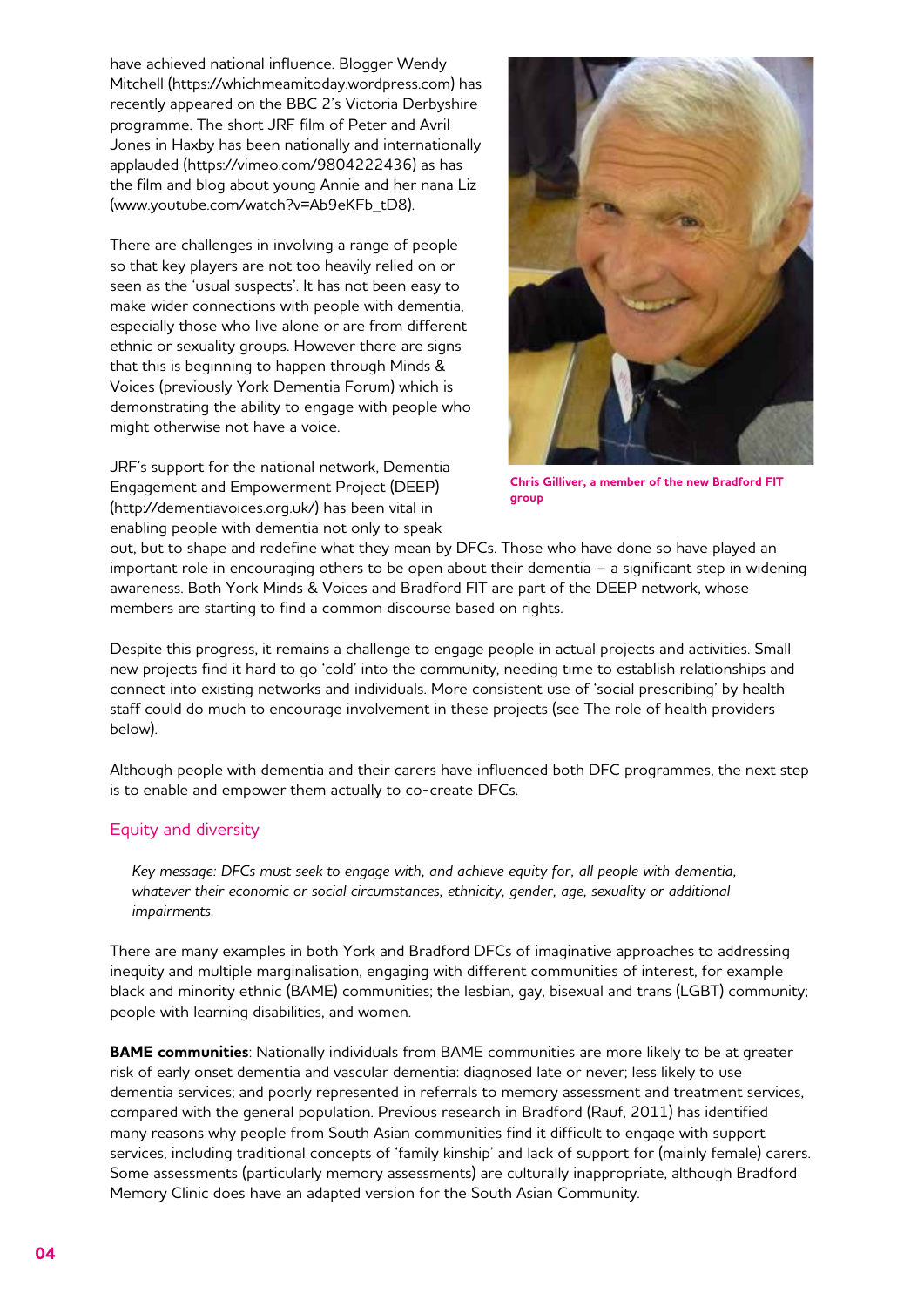have achieved national influence. Blogger Wendy Mitchell (https://whichmeamitoday.wordpress.com) has recently appeared on the BBC 2's Victoria Derbyshire programme. The short JRF film of Peter and Avril Jones in Haxby has been nationally and internationally applauded (https://vimeo.com/9804222436) as has the film and blog about young Annie and her nana Liz (www.youtube.com/watch?v=Ab9eKFb_tD8).

There are challenges in involving a range of people so that key players are not too heavily relied on or seen as the 'usual suspects'. It has not been easy to make wider connections with people with dementia, especially those who live alone or are from different ethnic or sexuality groups. However there are signs that this is beginning to happen through Minds & Voices (previously York Dementia Forum) which is demonstrating the ability to engage with people who might otherwise not have a voice.

Chris Gilliver, a member of the new Bradford FIT group

JRF's support for the national network, Dementia Engagement and Empowerment Project (DEEP) (http://dementiavoices.org.uk/) has been vital in enabling people with dementia not only to speak out, but to shape and redefine what they mean by DFCs. Those who have done so have played an important role in encouraging others to be open about their dementia – a significant step in widening awareness. Both York Minds & Voices and Bradford FIT are part of the DEEP network, whose members are starting to find a common discourse based on rights.

Despite this progress, it remains a challenge to engage people in actual projects and activities. Small new projects find it hard to go 'cold' into the community, needing time to establish relationships and connect into existing networks and individuals. More consistent use of 'social prescribing' by health staff could do much to encourage involvement in these projects (see The role of health providers below).

Although people with dementia and their carers have influenced both DFC programmes, the next step is to enable and empower them actually to co-create DFCs.

## Equity and diversity

*Key message: DFCs must seek to engage with, and achieve equity for, all people with dementia, whatever their economic or social circumstances, ethnicity, gender, age, sexuality or additional impairments.*

There are many examples in both York and Bradford DFCs of imaginative approaches to addressing inequity and multiple marginalisation, engaging with different communities of interest, for example black and minority ethnic (BAME) communities; the lesbian, gay, bisexual and trans (LGBT) community; people with learning disabilities, and women.

**BAME communities**: Nationally individuals from BAME communities are more likely to be at greater risk of early onset dementia and vascular dementia: diagnosed late or never; less likely to use dementia services; and poorly represented in referrals to memory assessment and treatment services, compared with the general population. Previous research in Bradford (Rauf, 2011) has identified many reasons why people from South Asian communities find it difficult to engage with support services, including traditional concepts of 'family kinship' and lack of support for (mainly female) carers. Some assessments (particularly memory assessments) are culturally inappropriate, although Bradford Memory Clinic does have an adapted version for the South Asian Community.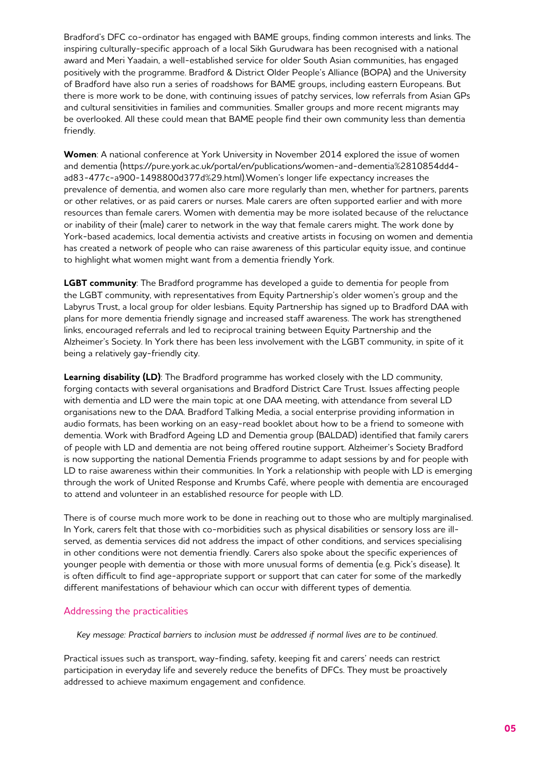Bradford's DFC co-ordinator has engaged with BAME groups, finding common interests and links. The inspiring culturally-specific approach of a local Sikh Gurudwara has been recognised with a national award and Meri Yaadain, a well-established service for older South Asian communities, has engaged positively with the programme. Bradford & District Older People's Alliance (BOPA) and the University of Bradford have also run a series of roadshows for BAME groups, including eastern Europeans. But there is more work to be done, with continuing issues of patchy services, low referrals from Asian GPs and cultural sensitivities in families and communities. Smaller groups and more recent migrants may be overlooked. All these could mean that BAME people find their own community less than dementia friendly.

**Women**: A national conference at York University in November 2014 explored the issue of women and dementia (https://pure.york.ac.uk/portal/en/publications/women-and-dementia%2810854dd4-ad83-477c-a900-1498800d377d%29.html).Women's longer life expectancy increases the prevalence of dementia, and women also care more regularly than men, whether for partners, parents or other relatives, or as paid carers or nurses. Male carers are often supported earlier and with more resources than female carers. Women with dementia may be more isolated because of the reluctance or inability of their (male) carer to network in the way that female carers might. The work done by York-based academics, local dementia activists and creative artists in focusing on women and dementia has created a network of people who can raise awareness of this particular equity issue, and continue to highlight what women might want from a dementia friendly York.

**LGBT community**: The Bradford programme has developed a guide to dementia for people from the LGBT community, with representatives from Equity Partnership's older women's group and the Labyrus Trust, a local group for older lesbians. Equity Partnership has signed up to Bradford DAA with plans for more dementia friendly signage and increased staff awareness. The work has strengthened links, encouraged referrals and led to reciprocal training between Equity Partnership and the Alzheimer's Society. In York there has been less involvement with the LGBT community, in spite of it being a relatively gay-friendly city.

**Learning disability (LD)**: The Bradford programme has worked closely with the LD community, forging contacts with several organisations and Bradford District Care Trust. Issues affecting people with dementia and LD were the main topic at one DAA meeting, with attendance from several LD organisations new to the DAA. Bradford Talking Media, a social enterprise providing information in audio formats, has been working on an easy-read booklet about how to be a friend to someone with dementia. Work with Bradford Ageing LD and Dementia group (BALDAD) identified that family carers of people with LD and dementia are not being offered routine support. Alzheimer's Society Bradford is now supporting the national Dementia Friends programme to adapt sessions by and for people with LD to raise awareness within their communities. In York a relationship with people with LD is emerging through the work of United Response and Krumbs Café, where people with dementia are encouraged to attend and volunteer in an established resource for people with LD.

There is of course much more work to be done in reaching out to those who are multiply marginalised. In York, carers felt that those with co-morbidities such as physical disabilities or sensory loss are ill-served, as dementia services did not address the impact of other conditions, and services specialising in other conditions were not dementia friendly. Carers also spoke about the specific experiences of younger people with dementia or those with more unusual forms of dementia (e.g. Pick's disease). It is often difficult to find age-appropriate support or support that can cater for some of the markedly different manifestations of behaviour which can occur with different types of dementia.

## Addressing the practicalities

*Key message: Practical barriers to inclusion must be addressed if normal lives are to be continued.*

Practical issues such as transport, way-finding, safety, keeping fit and carers' needs can restrict participation in everyday life and severely reduce the benefits of DFCs. They must be proactively addressed to achieve maximum engagement and confidence.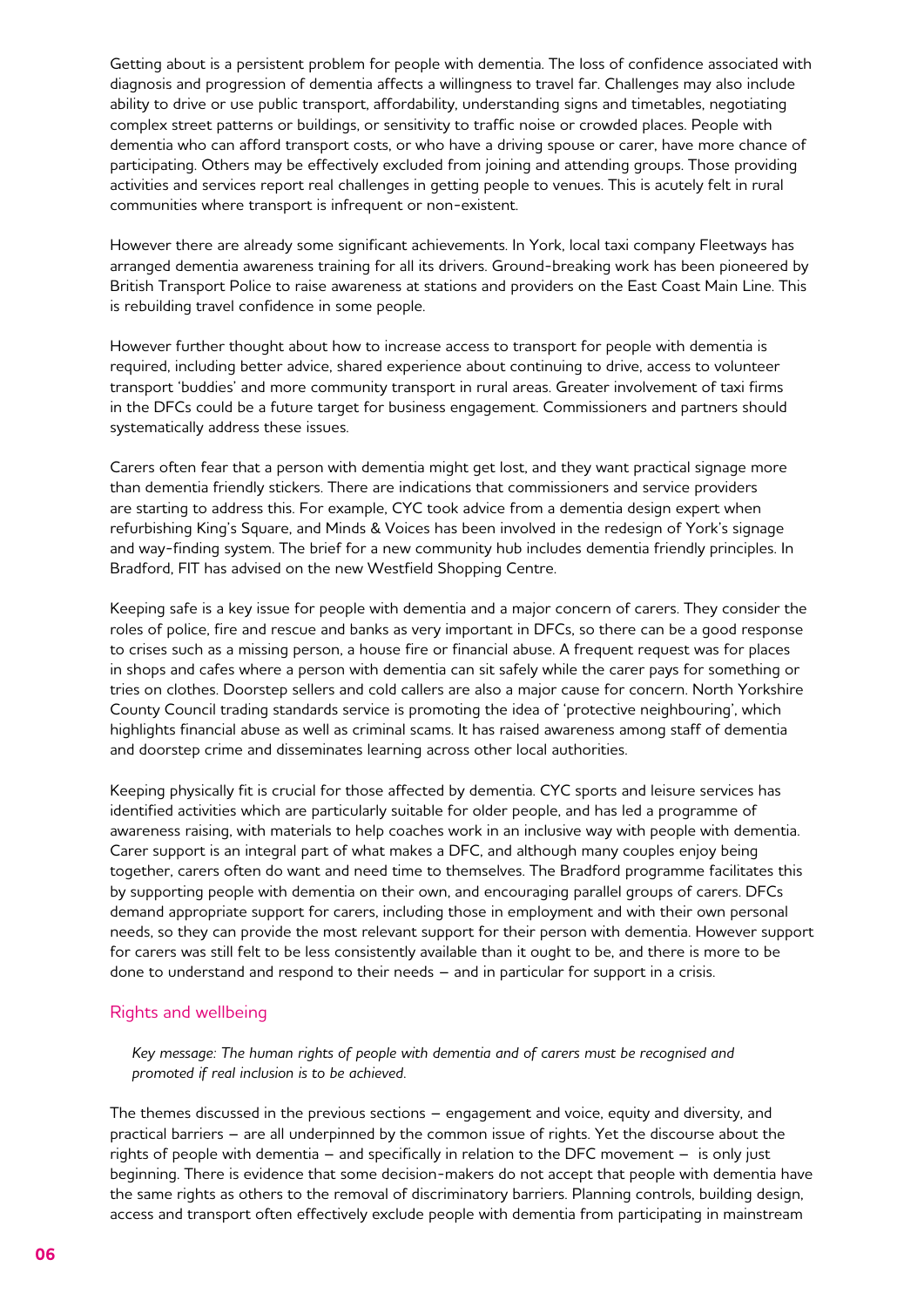Getting about is a persistent problem for people with dementia. The loss of confidence associated with diagnosis and progression of dementia affects a willingness to travel far. Challenges may also include ability to drive or use public transport, affordability, understanding signs and timetables, negotiating complex street patterns or buildings, or sensitivity to traffic noise or crowded places. People with dementia who can afford transport costs, or who have a driving spouse or carer, have more chance of participating. Others may be effectively excluded from joining and attending groups. Those providing activities and services report real challenges in getting people to venues. This is acutely felt in rural communities where transport is infrequent or non-existent.

However there are already some significant achievements. In York, local taxi company Fleetways has arranged dementia awareness training for all its drivers. Ground-breaking work has been pioneered by British Transport Police to raise awareness at stations and providers on the East Coast Main Line. This is rebuilding travel confidence in some people.

However further thought about how to increase access to transport for people with dementia is required, including better advice, shared experience about continuing to drive, access to volunteer transport 'buddies' and more community transport in rural areas. Greater involvement of taxi firms in the DFCs could be a future target for business engagement. Commissioners and partners should systematically address these issues.

Carers often fear that a person with dementia might get lost, and they want practical signage more than dementia friendly stickers. There are indications that commissioners and service providers are starting to address this. For example, CYC took advice from a dementia design expert when refurbishing King's Square, and Minds & Voices has been involved in the redesign of York's signage and way-finding system. The brief for a new community hub includes dementia friendly principles. In Bradford, FIT has advised on the new Westfield Shopping Centre.

Keeping safe is a key issue for people with dementia and a major concern of carers. They consider the roles of police, fire and rescue and banks as very important in DFCs, so there can be a good response to crises such as a missing person, a house fire or financial abuse. A frequent request was for places in shops and cafes where a person with dementia can sit safely while the carer pays for something or tries on clothes. Doorstep sellers and cold callers are also a major cause for concern. North Yorkshire County Council trading standards service is promoting the idea of 'protective neighbouring', which highlights financial abuse as well as criminal scams. It has raised awareness among staff of dementia and doorstep crime and disseminates learning across other local authorities.

Keeping physically fit is crucial for those affected by dementia. CYC sports and leisure services has identified activities which are particularly suitable for older people, and has led a programme of awareness raising, with materials to help coaches work in an inclusive way with people with dementia. Carer support is an integral part of what makes a DFC, and although many couples enjoy being together, carers often do want and need time to themselves. The Bradford programme facilitates this by supporting people with dementia on their own, and encouraging parallel groups of carers. DFCs demand appropriate support for carers, including those in employment and with their own personal needs, so they can provide the most relevant support for their person with dementia. However support for carers was still felt to be less consistently available than it ought to be, and there is more to be done to understand and respond to their needs – and in particular for support in a crisis.

## Rights and wellbeing

*Key message: The human rights of people with dementia and of carers must be recognised and promoted if real inclusion is to be achieved.*

The themes discussed in the previous sections – engagement and voice, equity and diversity, and practical barriers – are all underpinned by the common issue of rights. Yet the discourse about the rights of people with dementia – and specifically in relation to the DFC movement – is only just beginning. There is evidence that some decision-makers do not accept that people with dementia have the same rights as others to the removal of discriminatory barriers. Planning controls, building design, access and transport often effectively exclude people with dementia from participating in mainstream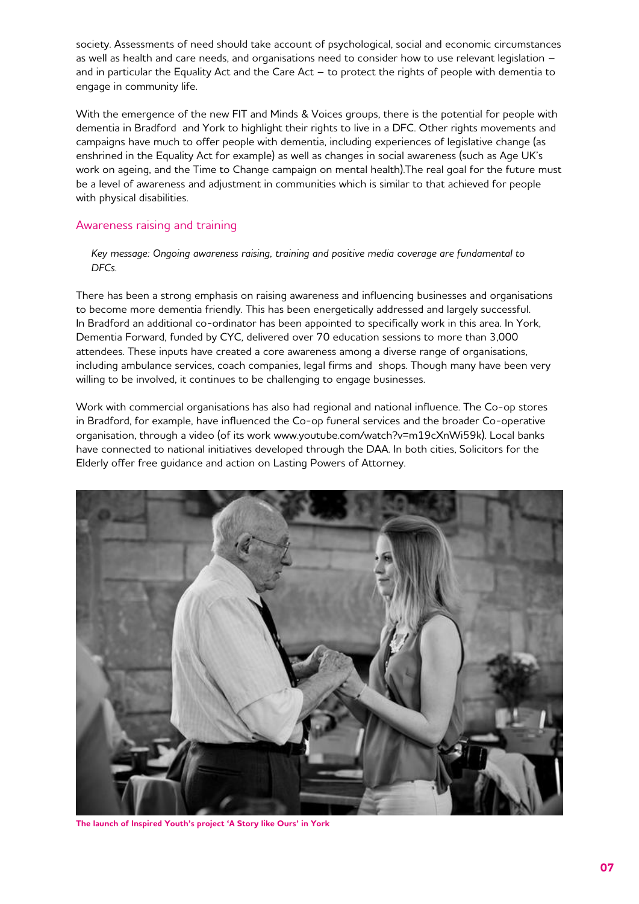society. Assessments of need should take account of psychological, social and economic circumstances as well as health and care needs, and organisations need to consider how to use relevant legislation – and in particular the Equality Act and the Care Act – to protect the rights of people with dementia to engage in community life.

With the emergence of the new FIT and Minds & Voices groups, there is the potential for people with dementia in Bradford and York to highlight their rights to live in a DFC. Other rights movements and campaigns have much to offer people with dementia, including experiences of legislative change (as enshrined in the Equality Act for example) as well as changes in social awareness (such as Age UK's work on ageing, and the Time to Change campaign on mental health).The real goal for the future must be a level of awareness and adjustment in communities which is similar to that achieved for people with physical disabilities.

## Awareness raising and training

*Key message: Ongoing awareness raising, training and positive media coverage are fundamental to DFCs.*

There has been a strong emphasis on raising awareness and influencing businesses and organisations to become more dementia friendly. This has been energetically addressed and largely successful. In Bradford an additional co-ordinator has been appointed to specifically work in this area. In York, Dementia Forward, funded by CYC, delivered over 70 education sessions to more than 3,000 attendees. These inputs have created a core awareness among a diverse range of organisations, including ambulance services, coach companies, legal firms and shops. Though many have been very willing to be involved, it continues to be challenging to engage businesses.

Work with commercial organisations has also had regional and national influence. The Co-op stores in Bradford, for example, have influenced the Co-op funeral services and the broader Co-operative organisation, through a video (of its work www.youtube.com/watch?v=m19cXnWi59k). Local banks have connected to national initiatives developed through the DAA. In both cities, Solicitors for the Elderly offer free guidance and action on Lasting Powers of Attorney.

**The launch of Inspired Youth's project 'A Story like Ours' in York**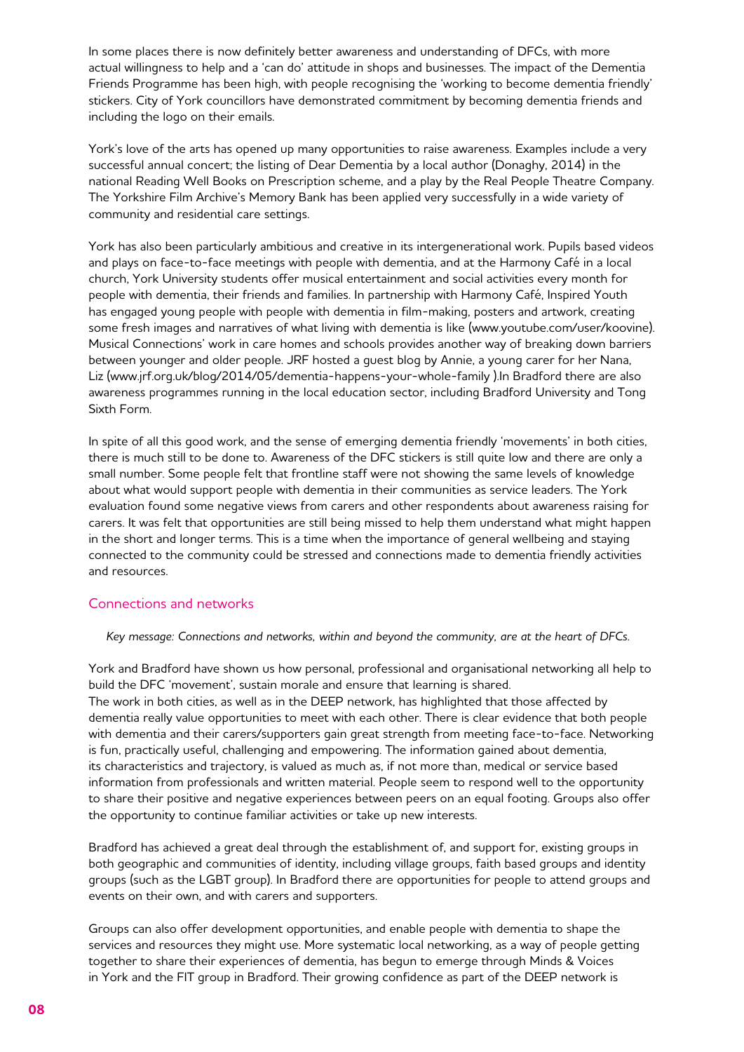In some places there is now definitely better awareness and understanding of DFCs, with more actual willingness to help and a 'can do' attitude in shops and businesses. The impact of the Dementia Friends Programme has been high, with people recognising the 'working to become dementia friendly' stickers. City of York councillors have demonstrated commitment by becoming dementia friends and including the logo on their emails.

York's love of the arts has opened up many opportunities to raise awareness. Examples include a very successful annual concert; the listing of Dear Dementia by a local author (Donaghy, 2014) in the national Reading Well Books on Prescription scheme, and a play by the Real People Theatre Company. The Yorkshire Film Archive's Memory Bank has been applied very successfully in a wide variety of community and residential care settings.

York has also been particularly ambitious and creative in its intergenerational work. Pupils based videos and plays on face-to-face meetings with people with dementia, and at the Harmony Café in a local church, York University students offer musical entertainment and social activities every month for people with dementia, their friends and families. In partnership with Harmony Café, Inspired Youth has engaged young people with people with dementia in film-making, posters and artwork, creating some fresh images and narratives of what living with dementia is like (www.youtube.com/user/koovine). Musical Connections' work in care homes and schools provides another way of breaking down barriers between younger and older people. JRF hosted a guest blog by Annie, a young carer for her Nana, Liz (www.jrf.org.uk/blog/2014/05/dementia-happens-your-whole-family ).In Bradford there are also awareness programmes running in the local education sector, including Bradford University and Tong Sixth Form.

In spite of all this good work, and the sense of emerging dementia friendly 'movements' in both cities, there is much still to be done to. Awareness of the DFC stickers is still quite low and there are only a small number. Some people felt that frontline staff were not showing the same levels of knowledge about what would support people with dementia in their communities as service leaders. The York evaluation found some negative views from carers and other respondents about awareness raising for carers. It was felt that opportunities are still being missed to help them understand what might happen in the short and longer terms. This is a time when the importance of general wellbeing and staying connected to the community could be stressed and connections made to dementia friendly activities and resources.

## Connections and networks

*Key message: Connections and networks, within and beyond the community, are at the heart of DFCs.*

York and Bradford have shown us how personal, professional and organisational networking all help to build the DFC 'movement', sustain morale and ensure that learning is shared.

The work in both cities, as well as in the DEEP network, has highlighted that those affected by dementia really value opportunities to meet with each other. There is clear evidence that both people with dementia and their carers/supporters gain great strength from meeting face-to-face. Networking is fun, practically useful, challenging and empowering. The information gained about dementia, its characteristics and trajectory, is valued as much as, if not more than, medical or service based information from professionals and written material. People seem to respond well to the opportunity to share their positive and negative experiences between peers on an equal footing. Groups also offer the opportunity to continue familiar activities or take up new interests.

Bradford has achieved a great deal through the establishment of, and support for, existing groups in both geographic and communities of identity, including village groups, faith based groups and identity groups (such as the LGBT group). In Bradford there are opportunities for people to attend groups and events on their own, and with carers and supporters.

Groups can also offer development opportunities, and enable people with dementia to shape the services and resources they might use. More systematic local networking, as a way of people getting together to share their experiences of dementia, has begun to emerge through Minds & Voices in York and the FIT group in Bradford. Their growing confidence as part of the DEEP network is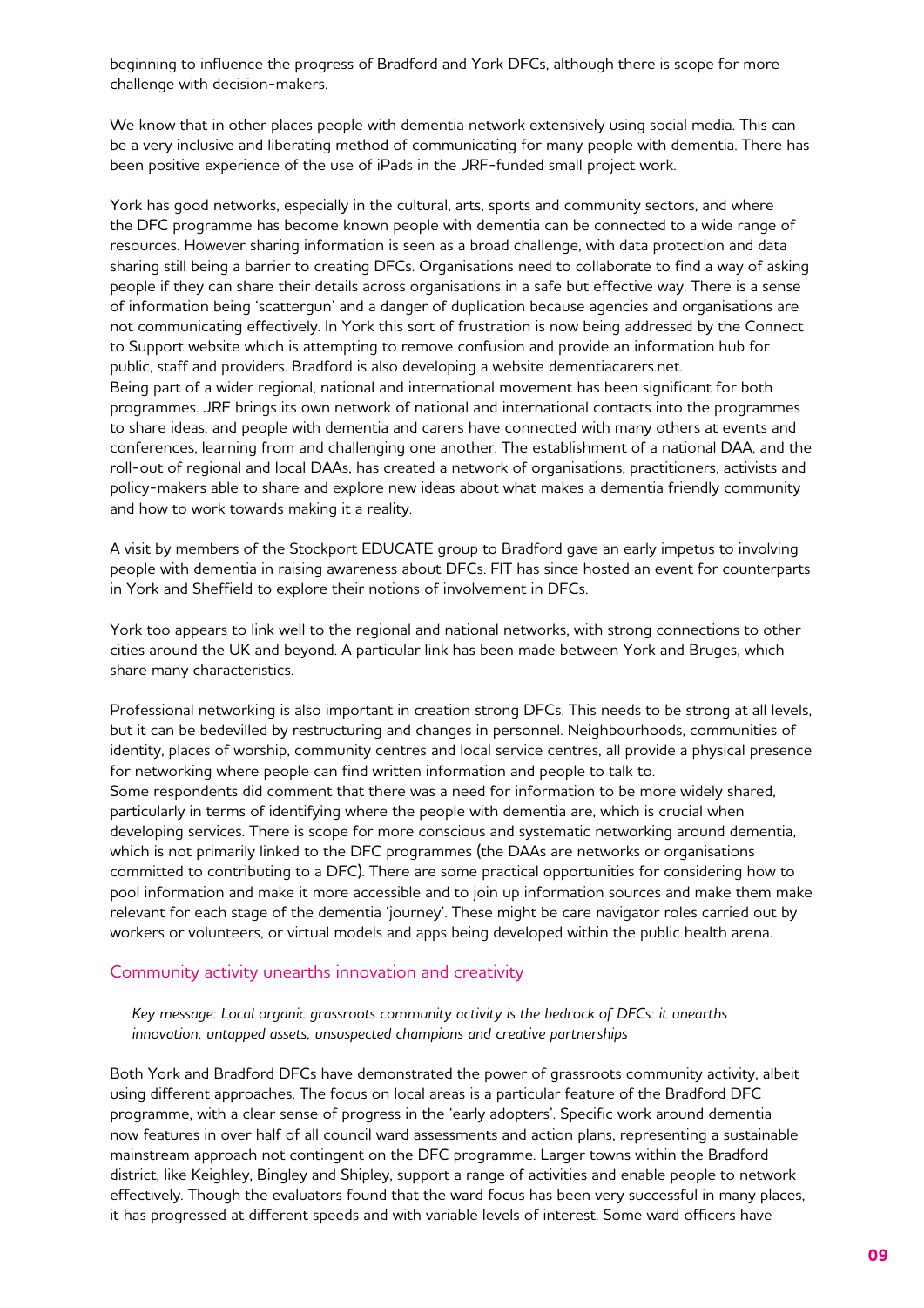beginning to influence the progress of Bradford and York DFCs, although there is scope for more challenge with decision-makers.

We know that in other places people with dementia network extensively using social media. This can be a very inclusive and liberating method of communicating for many people with dementia. There has been positive experience of the use of iPads in the JRF-funded small project work.

York has good networks, especially in the cultural, arts, sports and community sectors, and where the DFC programme has become known people with dementia can be connected to a wide range of resources. However sharing information is seen as a broad challenge, with data protection and data sharing still being a barrier to creating DFCs. Organisations need to collaborate to find a way of asking people if they can share their details across organisations in a safe but effective way. There is a sense of information being 'scattergun' and a danger of duplication because agencies and organisations are not communicating effectively. In York this sort of frustration is now being addressed by the Connect to Support website which is attempting to remove confusion and provide an information hub for public, staff and providers. Bradford is also developing a website dementiacarers.net.

Being part of a wider regional, national and international movement has been significant for both programmes. JRF brings its own network of national and international contacts into the programmes to share ideas, and people with dementia and carers have connected with many others at events and conferences, learning from and challenging one another. The establishment of a national DAA, and the roll-out of regional and local DAAs, has created a network of organisations, practitioners, activists and policy-makers able to share and explore new ideas about what makes a dementia friendly community and how to work towards making it a reality.

A visit by members of the Stockport EDUCATE group to Bradford gave an early impetus to involving people with dementia in raising awareness about DFCs. FIT has since hosted an event for counterparts in York and Sheffield to explore their notions of involvement in DFCs.

York too appears to link well to the regional and national networks, with strong connections to other cities around the UK and beyond. A particular link has been made between York and Bruges, which share many characteristics.

Professional networking is also important in creation strong DFCs. This needs to be strong at all levels, but it can be bedevilled by restructuring and changes in personnel. Neighbourhoods, communities of identity, places of worship, community centres and local service centres, all provide a physical presence for networking where people can find written information and people to talk to.

Some respondents did comment that there was a need for information to be more widely shared, particularly in terms of identifying where the people with dementia are, which is crucial when developing services. There is scope for more conscious and systematic networking around dementia, which is not primarily linked to the DFC programmes (the DAAs are networks or organisations committed to contributing to a DFC). There are some practical opportunities for considering how to pool information and make it more accessible and to join up information sources and make them make relevant for each stage of the dementia 'journey'. These might be care navigator roles carried out by workers or volunteers, or virtual models and apps being developed within the public health arena.

## Community activity unearths innovation and creativity

*Key message: Local organic grassroots community activity is the bedrock of DFCs: it unearths innovation, untapped assets, unsuspected champions and creative partnerships*

Both York and Bradford DFCs have demonstrated the power of grassroots community activity, albeit using different approaches. The focus on local areas is a particular feature of the Bradford DFC programme, with a clear sense of progress in the 'early adopters'. Specific work around dementia now features in over half of all council ward assessments and action plans, representing a sustainable mainstream approach not contingent on the DFC programme. Larger towns within the Bradford district, like Keighley, Bingley and Shipley, support a range of activities and enable people to network effectively. Though the evaluators found that the ward focus has been very successful in many places, it has progressed at different speeds and with variable levels of interest. Some ward officers have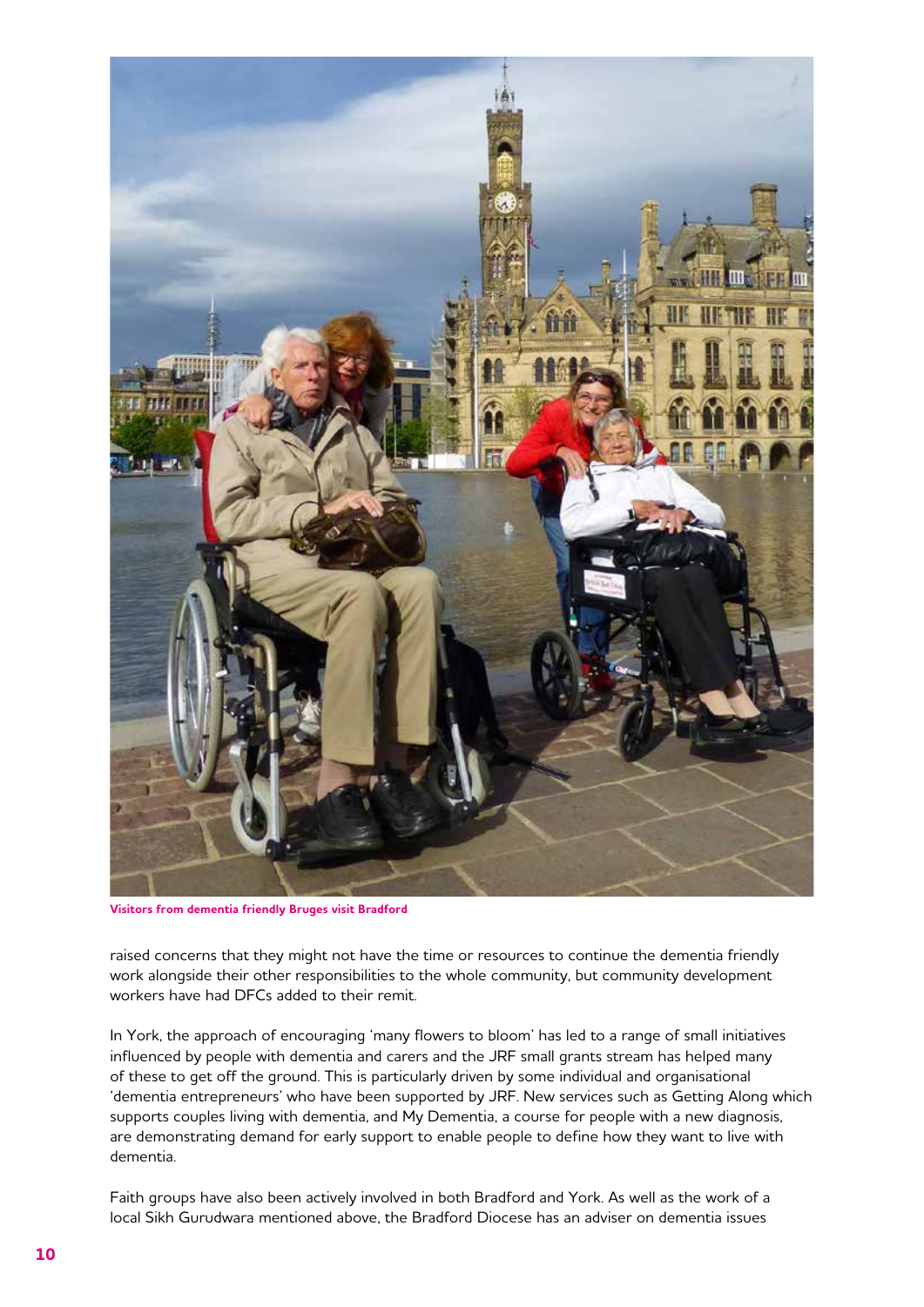Visitors from dementia friendly Bruges visit Bradford

raised concerns that they might not have the time or resources to continue the dementia friendly work alongside their other responsibilities to the whole community, but community development workers have had DFCs added to their remit.

In York, the approach of encouraging 'many flowers to bloom' has led to a range of small initiatives influenced by people with dementia and carers and the JRF small grants stream has helped many of these to get off the ground. This is particularly driven by some individual and organisational 'dementia entrepreneurs' who have been supported by JRF. New services such as Getting Along which supports couples living with dementia, and My Dementia, a course for people with a new diagnosis, are demonstrating demand for early support to enable people to define how they want to live with dementia.

Faith groups have also been actively involved in both Bradford and York. As well as the work of a local Sikh Gurudwara mentioned above, the Bradford Diocese has an adviser on dementia issues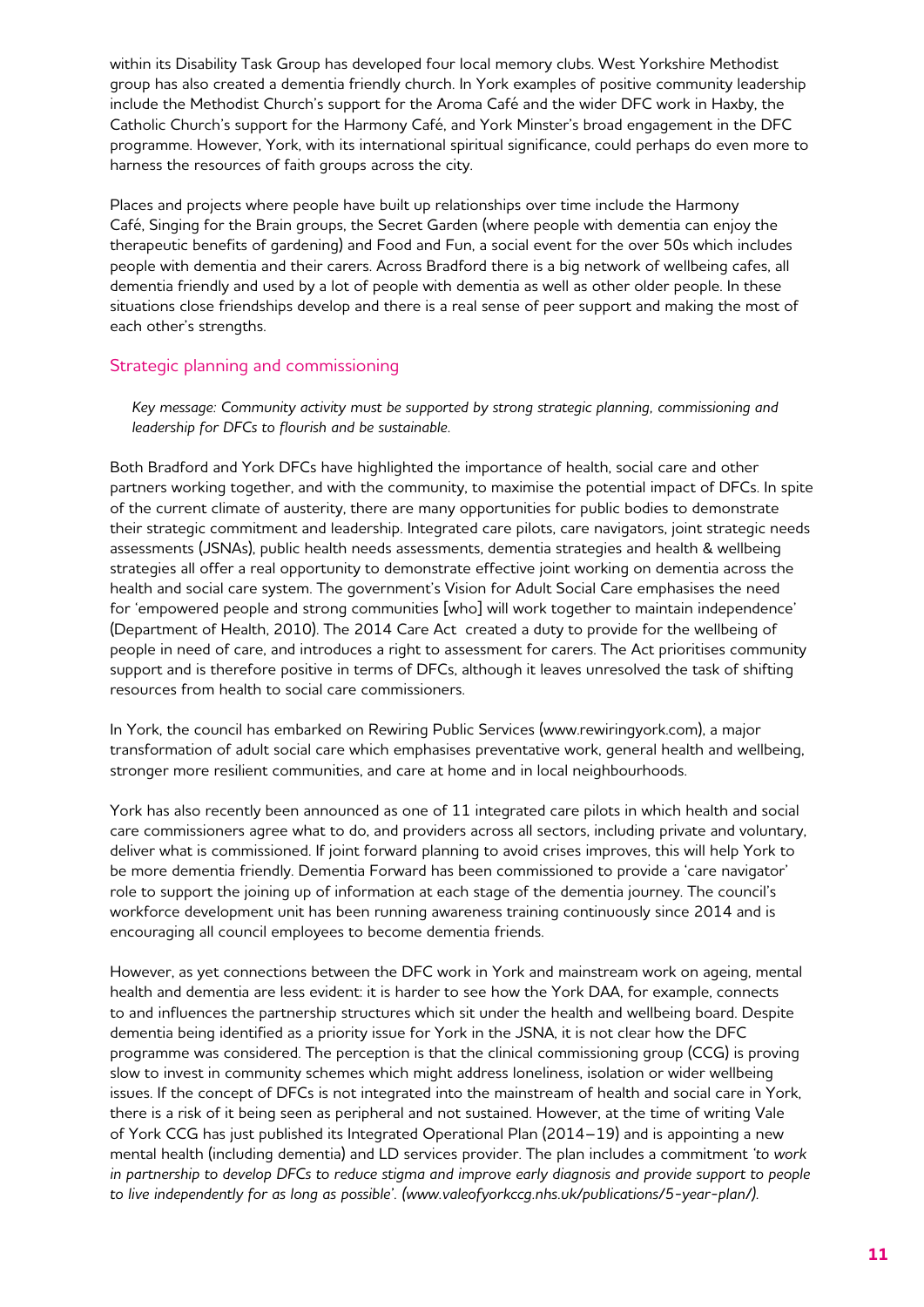within its Disability Task Group has developed four local memory clubs. West Yorkshire Methodist group has also created a dementia friendly church. In York examples of positive community leadership include the Methodist Church's support for the Aroma Café and the wider DFC work in Haxby, the Catholic Church's support for the Harmony Café, and York Minster's broad engagement in the DFC programme. However, York, with its international spiritual significance, could perhaps do even more to harness the resources of faith groups across the city.

Places and projects where people have built up relationships over time include the Harmony Café, Singing for the Brain groups, the Secret Garden (where people with dementia can enjoy the therapeutic benefits of gardening) and Food and Fun, a social event for the over 50s which includes people with dementia and their carers. Across Bradford there is a big network of wellbeing cafes, all dementia friendly and used by a lot of people with dementia as well as other older people. In these situations close friendships develop and there is a real sense of peer support and making the most of each other's strengths.

## Strategic planning and commissioning

*Key message: Community activity must be supported by strong strategic planning, commissioning and leadership for DFCs to flourish and be sustainable.*

Both Bradford and York DFCs have highlighted the importance of health, social care and other partners working together, and with the community, to maximise the potential impact of DFCs. In spite of the current climate of austerity, there are many opportunities for public bodies to demonstrate their strategic commitment and leadership. Integrated care pilots, care navigators, joint strategic needs assessments (JSNAs), public health needs assessments, dementia strategies and health & wellbeing strategies all offer a real opportunity to demonstrate effective joint working on dementia across the health and social care system. The government's Vision for Adult Social Care emphasises the need for 'empowered people and strong communities [who] will work together to maintain independence' (Department of Health, 2010). The 2014 Care Act created a duty to provide for the wellbeing of people in need of care, and introduces a right to assessment for carers. The Act prioritises community support and is therefore positive in terms of DFCs, although it leaves unresolved the task of shifting resources from health to social care commissioners.

In York, the council has embarked on Rewiring Public Services (www.rewiringyork.com), a major transformation of adult social care which emphasises preventative work, general health and wellbeing, stronger more resilient communities, and care at home and in local neighbourhoods.

York has also recently been announced as one of 11 integrated care pilots in which health and social care commissioners agree what to do, and providers across all sectors, including private and voluntary, deliver what is commissioned. If joint forward planning to avoid crises improves, this will help York to be more dementia friendly. Dementia Forward has been commissioned to provide a 'care navigator' role to support the joining up of information at each stage of the dementia journey. The council's workforce development unit has been running awareness training continuously since 2014 and is encouraging all council employees to become dementia friends.

However, as yet connections between the DFC work in York and mainstream work on ageing, mental health and dementia are less evident: it is harder to see how the York DAA, for example, connects to and influences the partnership structures which sit under the health and wellbeing board. Despite dementia being identified as a priority issue for York in the JSNA, it is not clear how the DFC programme was considered. The perception is that the clinical commissioning group (CCG) is proving slow to invest in community schemes which might address loneliness, isolation or wider wellbeing issues. If the concept of DFCs is not integrated into the mainstream of health and social care in York, there is a risk of it being seen as peripheral and not sustained. However, at the time of writing Vale of York CCG has just published its Integrated Operational Plan (2014–19) and is appointing a new mental health (including dementia) and LD services provider. The plan includes a commitment *'to work in partnership to develop DFCs to reduce stigma and improve early diagnosis and provide support to people to live independently for as long as possible'. (www.valeofyorkccg.nhs.uk/publications/5-year-plan/).*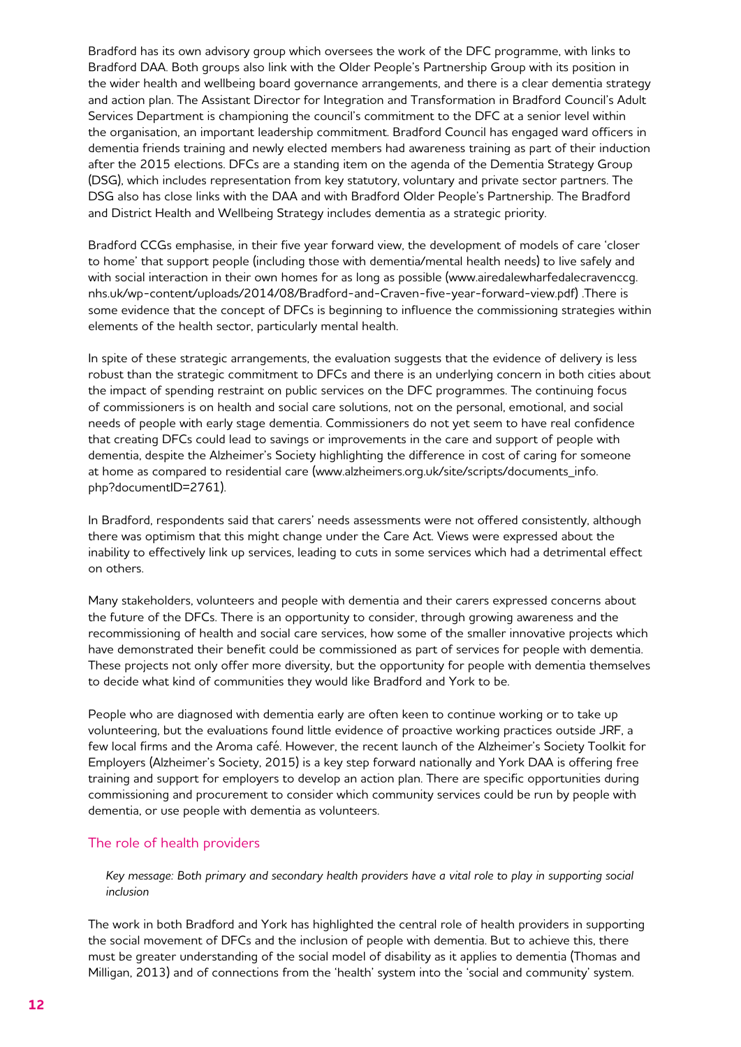Bradford has its own advisory group which oversees the work of the DFC programme, with links to Bradford DAA. Both groups also link with the Older People's Partnership Group with its position in the wider health and wellbeing board governance arrangements, and there is a clear dementia strategy and action plan. The Assistant Director for Integration and Transformation in Bradford Council's Adult Services Department is championing the council's commitment to the DFC at a senior level within the organisation, an important leadership commitment. Bradford Council has engaged ward officers in dementia friends training and newly elected members had awareness training as part of their induction after the 2015 elections. DFCs are a standing item on the agenda of the Dementia Strategy Group (DSG), which includes representation from key statutory, voluntary and private sector partners. The DSG also has close links with the DAA and with Bradford Older People's Partnership. The Bradford and District Health and Wellbeing Strategy includes dementia as a strategic priority.

Bradford CCGs emphasise, in their five year forward view, the development of models of care 'closer to home' that support people (including those with dementia/mental health needs) to live safely and with social interaction in their own homes for as long as possible (www.airedalewharfedalecravenccg.nhs.uk/wp-content/uploads/2014/08/Bradford-and-Craven-five-year-forward-view.pdf) .There is some evidence that the concept of DFCs is beginning to influence the commissioning strategies within elements of the health sector, particularly mental health.

In spite of these strategic arrangements, the evaluation suggests that the evidence of delivery is less robust than the strategic commitment to DFCs and there is an underlying concern in both cities about the impact of spending restraint on public services on the DFC programmes. The continuing focus of commissioners is on health and social care solutions, not on the personal, emotional, and social needs of people with early stage dementia. Commissioners do not yet seem to have real confidence that creating DFCs could lead to savings or improvements in the care and support of people with dementia, despite the Alzheimer's Society highlighting the difference in cost of caring for someone at home as compared to residential care (www.alzheimers.org.uk/site/scripts/documents_info.php?documentID=2761).

In Bradford, respondents said that carers' needs assessments were not offered consistently, although there was optimism that this might change under the Care Act. Views were expressed about the inability to effectively link up services, leading to cuts in some services which had a detrimental effect on others.

Many stakeholders, volunteers and people with dementia and their carers expressed concerns about the future of the DFCs. There is an opportunity to consider, through growing awareness and the recommissioning of health and social care services, how some of the smaller innovative projects which have demonstrated their benefit could be commissioned as part of services for people with dementia. These projects not only offer more diversity, but the opportunity for people with dementia themselves to decide what kind of communities they would like Bradford and York to be.

People who are diagnosed with dementia early are often keen to continue working or to take up volunteering, but the evaluations found little evidence of proactive working practices outside JRF, a few local firms and the Aroma café. However, the recent launch of the Alzheimer's Society Toolkit for Employers (Alzheimer's Society, 2015) is a key step forward nationally and York DAA is offering free training and support for employers to develop an action plan. There are specific opportunities during commissioning and procurement to consider which community services could be run by people with dementia, or use people with dementia as volunteers.

## The role of health providers

*Key message: Both primary and secondary health providers have a vital role to play in supporting social inclusion*

The work in both Bradford and York has highlighted the central role of health providers in supporting the social movement of DFCs and the inclusion of people with dementia. But to achieve this, there must be greater understanding of the social model of disability as it applies to dementia (Thomas and Milligan, 2013) and of connections from the 'health' system into the 'social and community' system.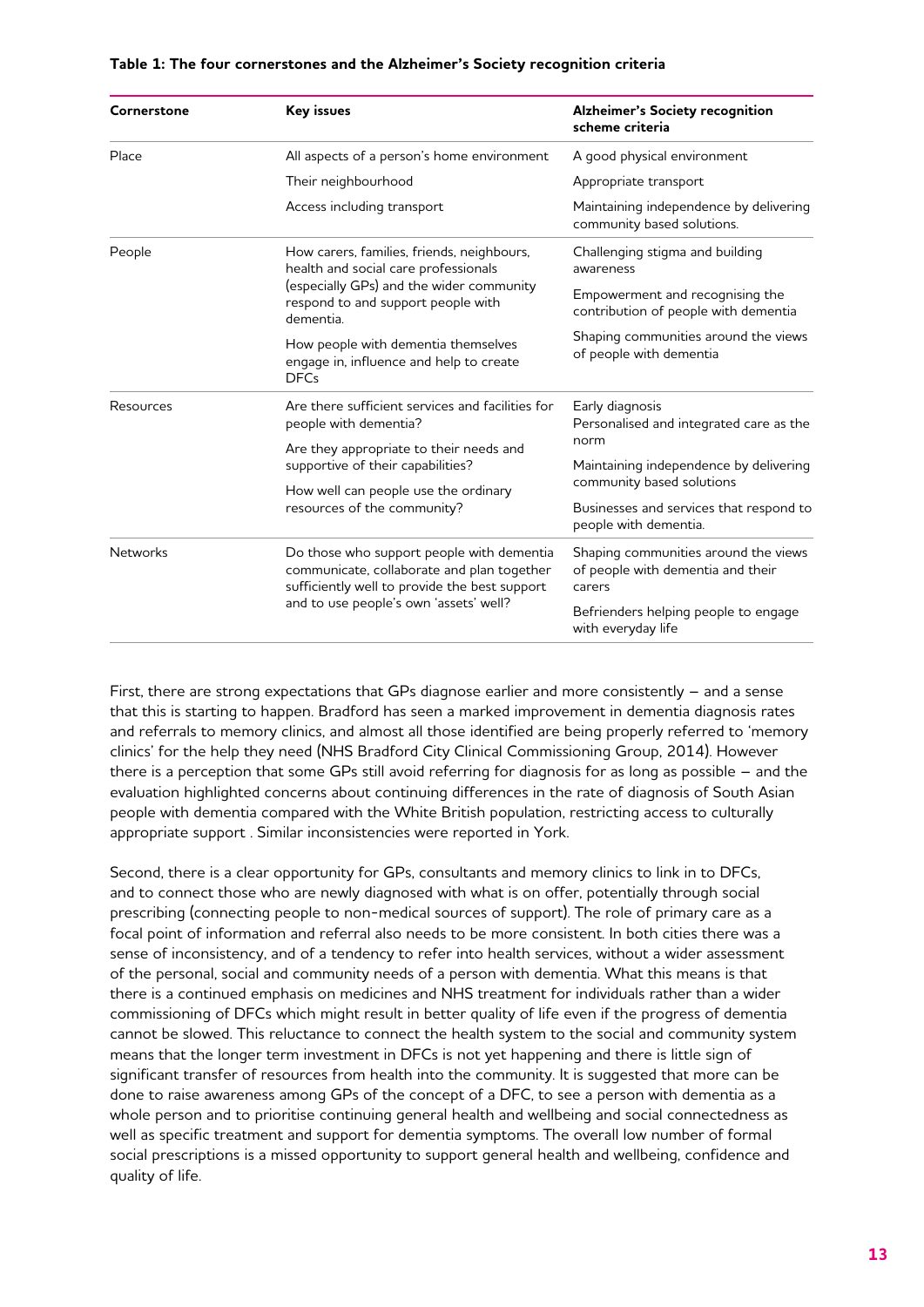**Table 1: The four cornerstones and the Alzheimer's Society recognition criteria**

| Cornerstone | Key issues | Alzheimer's Society recognition scheme criteria |
|---|---|---|
| Place | All aspects of a person's home environment<br>Their neighbourhood<br>Access including transport | A good physical environment<br>Appropriate transport<br>Maintaining independence by delivering community based solutions. |
| People | How carers, families, friends, neighbours, health and social care professionals (especially GPs) and the wider community respond to and support people with dementia.<br>How people with dementia themselves engage in, influence and help to create DFCs | Challenging stigma and building awareness<br>Empowerment and recognising the contribution of people with dementia<br>Shaping communities around the views of people with dementia |
| Resources | Are there sufficient services and facilities for people with dementia?<br>Are they appropriate to their needs and supportive of their capabilities?<br>How well can people use the ordinary resources of the community? | Early diagnosis<br>Personalised and integrated care as the norm<br>Maintaining independence by delivering community based solutions<br>Businesses and services that respond to people with dementia. |
| Networks | Do those who support people with dementia communicate, collaborate and plan together sufficiently well to provide the best support and to use people's own 'assets' well? | Shaping communities around the views of people with dementia and their carers<br>Befrienders helping people to engage with everyday life |

First, there are strong expectations that GPs diagnose earlier and more consistently – and a sense that this is starting to happen. Bradford has seen a marked improvement in dementia diagnosis rates and referrals to memory clinics, and almost all those identified are being properly referred to 'memory clinics' for the help they need (NHS Bradford City Clinical Commissioning Group, 2014). However there is a perception that some GPs still avoid referring for diagnosis for as long as possible – and the evaluation highlighted concerns about continuing differences in the rate of diagnosis of South Asian people with dementia compared with the White British population, restricting access to culturally appropriate support . Similar inconsistencies were reported in York.

Second, there is a clear opportunity for GPs, consultants and memory clinics to link in to DFCs, and to connect those who are newly diagnosed with what is on offer, potentially through social prescribing (connecting people to non-medical sources of support). The role of primary care as a focal point of information and referral also needs to be more consistent. In both cities there was a sense of inconsistency, and of a tendency to refer into health services, without a wider assessment of the personal, social and community needs of a person with dementia. What this means is that there is a continued emphasis on medicines and NHS treatment for individuals rather than a wider commissioning of DFCs which might result in better quality of life even if the progress of dementia cannot be slowed. This reluctance to connect the health system to the social and community system means that the longer term investment in DFCs is not yet happening and there is little sign of significant transfer of resources from health into the community. It is suggested that more can be done to raise awareness among GPs of the concept of a DFC, to see a person with dementia as a whole person and to prioritise continuing general health and wellbeing and social connectedness as well as specific treatment and support for dementia symptoms. The overall low number of formal social prescriptions is a missed opportunity to support general health and wellbeing, confidence and quality of life.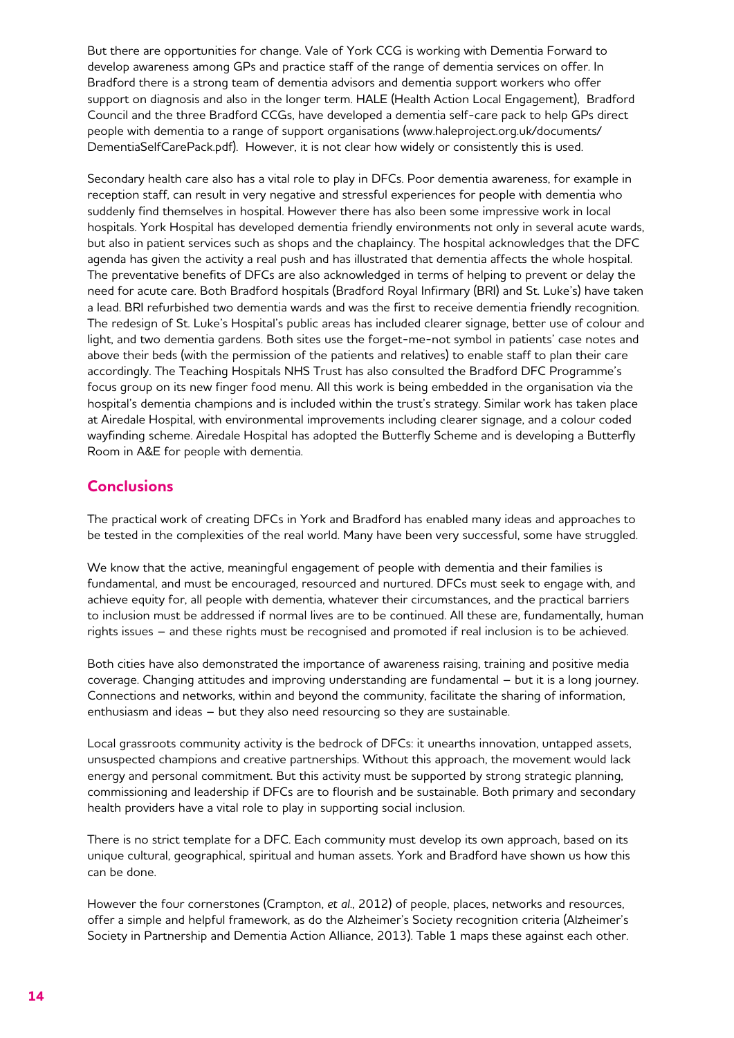But there are opportunities for change. Vale of York CCG is working with Dementia Forward to develop awareness among GPs and practice staff of the range of dementia services on offer. In Bradford there is a strong team of dementia advisors and dementia support workers who offer support on diagnosis and also in the longer term. HALE (Health Action Local Engagement), Bradford Council and the three Bradford CCGs, have developed a dementia self-care pack to help GPs direct people with dementia to a range of support organisations (www.haleproject.org.uk/documents/DementiaSelfCarePack.pdf). However, it is not clear how widely or consistently this is used.

Secondary health care also has a vital role to play in DFCs. Poor dementia awareness, for example in reception staff, can result in very negative and stressful experiences for people with dementia who suddenly find themselves in hospital. However there has also been some impressive work in local hospitals. York Hospital has developed dementia friendly environments not only in several acute wards, but also in patient services such as shops and the chaplaincy. The hospital acknowledges that the DFC agenda has given the activity a real push and has illustrated that dementia affects the whole hospital. The preventative benefits of DFCs are also acknowledged in terms of helping to prevent or delay the need for acute care. Both Bradford hospitals (Bradford Royal Infirmary (BRI) and St. Luke's) have taken a lead. BRI refurbished two dementia wards and was the first to receive dementia friendly recognition. The redesign of St. Luke's Hospital's public areas has included clearer signage, better use of colour and light, and two dementia gardens. Both sites use the forget-me-not symbol in patients' case notes and above their beds (with the permission of the patients and relatives) to enable staff to plan their care accordingly. The Teaching Hospitals NHS Trust has also consulted the Bradford DFC Programme's focus group on its new finger food menu. All this work is being embedded in the organisation via the hospital's dementia champions and is included within the trust's strategy. Similar work has taken place at Airedale Hospital, with environmental improvements including clearer signage, and a colour coded wayfinding scheme. Airedale Hospital has adopted the Butterfly Scheme and is developing a Butterfly Room in A&E for people with dementia.

## Conclusions

The practical work of creating DFCs in York and Bradford has enabled many ideas and approaches to be tested in the complexities of the real world. Many have been very successful, some have struggled.

We know that the active, meaningful engagement of people with dementia and their families is fundamental, and must be encouraged, resourced and nurtured. DFCs must seek to engage with, and achieve equity for, all people with dementia, whatever their circumstances, and the practical barriers to inclusion must be addressed if normal lives are to be continued. All these are, fundamentally, human rights issues – and these rights must be recognised and promoted if real inclusion is to be achieved.

Both cities have also demonstrated the importance of awareness raising, training and positive media coverage. Changing attitudes and improving understanding are fundamental – but it is a long journey. Connections and networks, within and beyond the community, facilitate the sharing of information, enthusiasm and ideas – but they also need resourcing so they are sustainable.

Local grassroots community activity is the bedrock of DFCs: it unearths innovation, untapped assets, unsuspected champions and creative partnerships. Without this approach, the movement would lack energy and personal commitment. But this activity must be supported by strong strategic planning, commissioning and leadership if DFCs are to flourish and be sustainable. Both primary and secondary health providers have a vital role to play in supporting social inclusion.

There is no strict template for a DFC. Each community must develop its own approach, based on its unique cultural, geographical, spiritual and human assets. York and Bradford have shown us how this can be done.

However the four cornerstones (Crampton, *et al.*, 2012) of people, places, networks and resources, offer a simple and helpful framework, as do the Alzheimer's Society recognition criteria (Alzheimer's Society in Partnership and Dementia Action Alliance, 2013). Table 1 maps these against each other.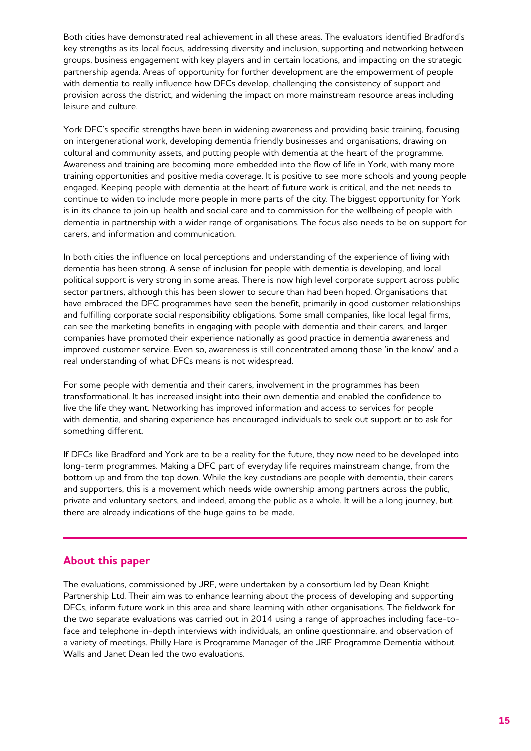Both cities have demonstrated real achievement in all these areas. The evaluators identified Bradford's key strengths as its local focus, addressing diversity and inclusion, supporting and networking between groups, business engagement with key players and in certain locations, and impacting on the strategic partnership agenda. Areas of opportunity for further development are the empowerment of people with dementia to really influence how DFCs develop, challenging the consistency of support and provision across the district, and widening the impact on more mainstream resource areas including leisure and culture.

York DFC's specific strengths have been in widening awareness and providing basic training, focusing on intergenerational work, developing dementia friendly businesses and organisations, drawing on cultural and community assets, and putting people with dementia at the heart of the programme. Awareness and training are becoming more embedded into the flow of life in York, with many more training opportunities and positive media coverage. It is positive to see more schools and young people engaged. Keeping people with dementia at the heart of future work is critical, and the net needs to continue to widen to include more people in more parts of the city. The biggest opportunity for York is in its chance to join up health and social care and to commission for the wellbeing of people with dementia in partnership with a wider range of organisations. The focus also needs to be on support for carers, and information and communication.

In both cities the influence on local perceptions and understanding of the experience of living with dementia has been strong. A sense of inclusion for people with dementia is developing, and local political support is very strong in some areas. There is now high level corporate support across public sector partners, although this has been slower to secure than had been hoped. Organisations that have embraced the DFC programmes have seen the benefit, primarily in good customer relationships and fulfilling corporate social responsibility obligations. Some small companies, like local legal firms, can see the marketing benefits in engaging with people with dementia and their carers, and larger companies have promoted their experience nationally as good practice in dementia awareness and improved customer service. Even so, awareness is still concentrated among those 'in the know' and a real understanding of what DFCs means is not widespread.

For some people with dementia and their carers, involvement in the programmes has been transformational. It has increased insight into their own dementia and enabled the confidence to live the life they want. Networking has improved information and access to services for people with dementia, and sharing experience has encouraged individuals to seek out support or to ask for something different.

If DFCs like Bradford and York are to be a reality for the future, they now need to be developed into long-term programmes. Making a DFC part of everyday life requires mainstream change, from the bottom up and from the top down. While the key custodians are people with dementia, their carers and supporters, this is a movement which needs wide ownership among partners across the public, private and voluntary sectors, and indeed, among the public as a whole. It will be a long journey, but there are already indications of the huge gains to be made.

## About this paper

The evaluations, commissioned by JRF, were undertaken by a consortium led by Dean Knight Partnership Ltd. Their aim was to enhance learning about the process of developing and supporting DFCs, inform future work in this area and share learning with other organisations. The fieldwork for the two separate evaluations was carried out in 2014 using a range of approaches including face-to-face and telephone in-depth interviews with individuals, an online questionnaire, and observation of a variety of meetings. Philly Hare is Programme Manager of the JRF Programme Dementia without Walls and Janet Dean led the two evaluations.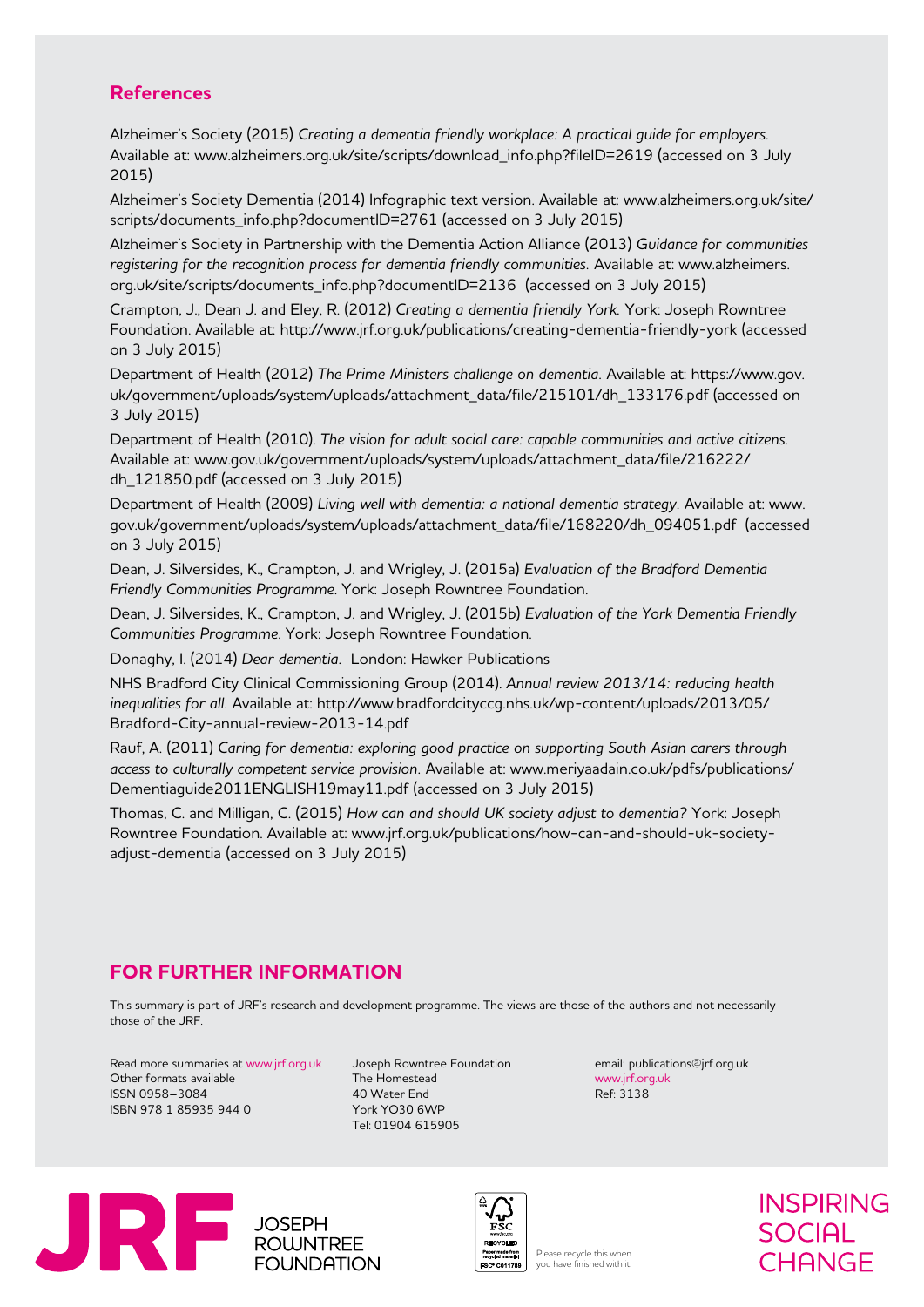## References

Alzheimer's Society (2015) *Creating a dementia friendly workplace: A practical guide for employers.* Available at: www.alzheimers.org.uk/site/scripts/download_info.php?fileID=2619 (accessed on 3 July 2015)

Alzheimer's Society Dementia (2014) Infographic text version. Available at: www.alzheimers.org.uk/site/scripts/documents_info.php?documentID=2761 (accessed on 3 July 2015)

Alzheimer's Society in Partnership with the Dementia Action Alliance (2013) *Guidance for communities registering for the recognition process for dementia friendly communities.* Available at: www.alzheimers.org.uk/site/scripts/documents_info.php?documentID=2136 (accessed on 3 July 2015)

Crampton, J., Dean J. and Eley, R. (2012) *Creating a dementia friendly York.* York: Joseph Rowntree Foundation. Available at: http://www.jrf.org.uk/publications/creating-dementia-friendly-york (accessed on 3 July 2015)

Department of Health (2012) *The Prime Ministers challenge on dementia.* Available at: https://www.gov.uk/government/uploads/system/uploads/attachment_data/file/215101/dh_133176.pdf (accessed on 3 July 2015)

Department of Health (2010). *The vision for adult social care: capable communities and active citizens.* Available at: www.gov.uk/government/uploads/system/uploads/attachment_data/file/216222/dh_121850.pdf (accessed on 3 July 2015)

Department of Health (2009) *Living well with dementia: a national dementia strategy*. Available at: www.gov.uk/government/uploads/system/uploads/attachment_data/file/168220/dh_094051.pdf (accessed on 3 July 2015)

Dean, J. Silversides, K., Crampton, J. and Wrigley, J. (2015a) *Evaluation of the Bradford Dementia Friendly Communities Programme.* York: Joseph Rowntree Foundation.

Dean, J. Silversides, K., Crampton, J. and Wrigley, J. (2015b) *Evaluation of the York Dementia Friendly Communities Programme.* York: Joseph Rowntree Foundation.

Donaghy, I. (2014) *Dear dementia.* London: Hawker Publications

NHS Bradford City Clinical Commissioning Group (2014). *Annual review 2013/14: reducing health inequalities for all.* Available at: http://www.bradfordcityccg.nhs.uk/wp-content/uploads/2013/05/Bradford-City-annual-review-2013-14.pdf

Rauf, A. (2011) *Caring for dementia: exploring good practice on supporting South Asian carers through access to culturally competent service provision.* Available at: www.meriyaadain.co.uk/pdfs/publications/Dementiaguide2011ENGLISH19may11.pdf (accessed on 3 July 2015)

Thomas, C. and Milligan, C. (2015) *How can and should UK society adjust to dementia?* York: Joseph Rowntree Foundation. Available at: www.jrf.org.uk/publications/how-can-and-should-uk-society-adjust-dementia (accessed on 3 July 2015)

## FOR FURTHER INFORMATION

This summary is part of JRF's research and development programme. The views are those of the authors and not necessarily those of the JRF.

Read more summaries at www.jrf.org.uk
Other formats available
ISSN 0958–3084
ISBN 978 1 85935 944 0

Joseph Rowntree Foundation
The Homestead
40 Water End
York YO30 6WP
Tel: 01904 615905

email: publications@jrf.org.uk
www.jrf.org.uk
Ref: 3138

JRF JOSEPH ROWNTREE FOUNDATION

Please recycle this when you have finished with it.

INSPIRING SOCIAL CHANGE